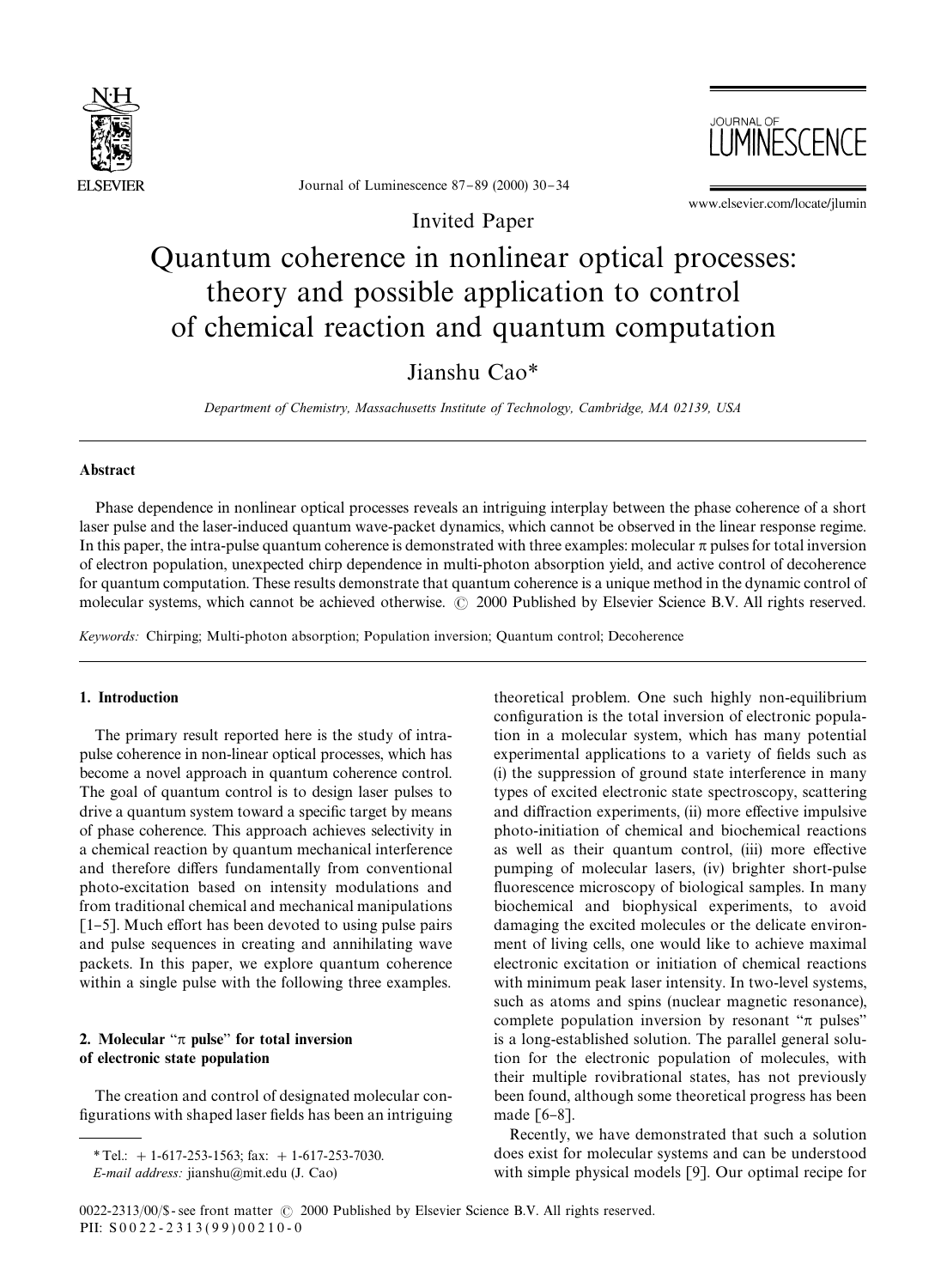Invited Paper

# Quantum coherence in nonlinear optical processes: theory and possible application to control of chemical reaction and quantum computation

Jianshu Cao*

*Department of Chemistry, Massachusetts Institute of Technology, Cambridge, MA 02139, USA*

## Abstract

Phase dependence in nonlinear optical processes reveals an intriguing interplay between the phase coherence of a short laser pulse and the laser-induced quantum wave-packet dynamics, which cannot be observed in the linear response regime. In this paper, the intra-pulse quantum coherence is demonstrated with three examples: molecular $\pi$ pulses for total inversion of electron population, unexpected chirp dependence in multi-photon absorption yield, and active control of decoherence for quantum computation. These results demonstrate that quantum coherence is a unique method in the dynamic control of molecular systems, which cannot be achieved otherwise. © 2000 Published by Elsevier Science B.V. All rights reserved.

*Keywords:* Chirping; Multi-photon absorption; Population inversion; Quantum control; Decoherence

## 1. Introduction

The primary result reported here is the study of intra-pulse coherence in non-linear optical processes, which has become a novel approach in quantum coherence control. The goal of quantum control is to design laser pulses to drive a quantum system toward a specific target by means of phase coherence. This approach achieves selectivity in a chemical reaction by quantum mechanical interference and therefore differs fundamentally from conventional photo-excitation based on intensity modulations and from traditional chemical and mechanical manipulations [1–5]. Much effort has been devoted to using pulse pairs and pulse sequences in creating and annihilating wave packets. In this paper, we explore quantum coherence within a single pulse with the following three examples.

## 2. Molecular "$\pi$ pulse" for total inversion of electronic state population

The creation and control of designated molecular configurations with shaped laser fields has been an intriguing theoretical problem. One such highly non-equilibrium configuration is the total inversion of electronic population in a molecular system, which has many potential experimental applications to a variety of fields such as (i) the suppression of ground state interference in many types of excited electronic state spectroscopy, scattering and diffraction experiments, (ii) more effective impulsive photo-initiation of chemical and biochemical reactions as well as their quantum control, (iii) more effective pumping of molecular lasers, (iv) brighter short-pulse fluorescence microscopy of biological samples. In many biochemical and biophysical experiments, to avoid damaging the excited molecules or the delicate environment of living cells, one would like to achieve maximal electronic excitation or initiation of chemical reactions with minimum peak laser intensity. In two-level systems, such as atoms and spins (nuclear magnetic resonance), complete population inversion by resonant "$\pi$ pulses" is a long-established solution. The parallel general solution for the electronic population of molecules, with their multiple rovibrational states, has not previously been found, although some theoretical progress has been made [6–8].

Recently, we have demonstrated that such a solution does exist for molecular systems and can be understood with simple physical models [9]. Our optimal recipe for

---

* Tel.: + 1-617-253-1563; fax: + 1-617-253-7030.
*E-mail address:* jianshu@mit.edu (J. Cao)

0022-2313/00/$ - see front matter © 2000 Published by Elsevier Science B.V. All rights reserved.
PII: S0022-2313(99)00210-0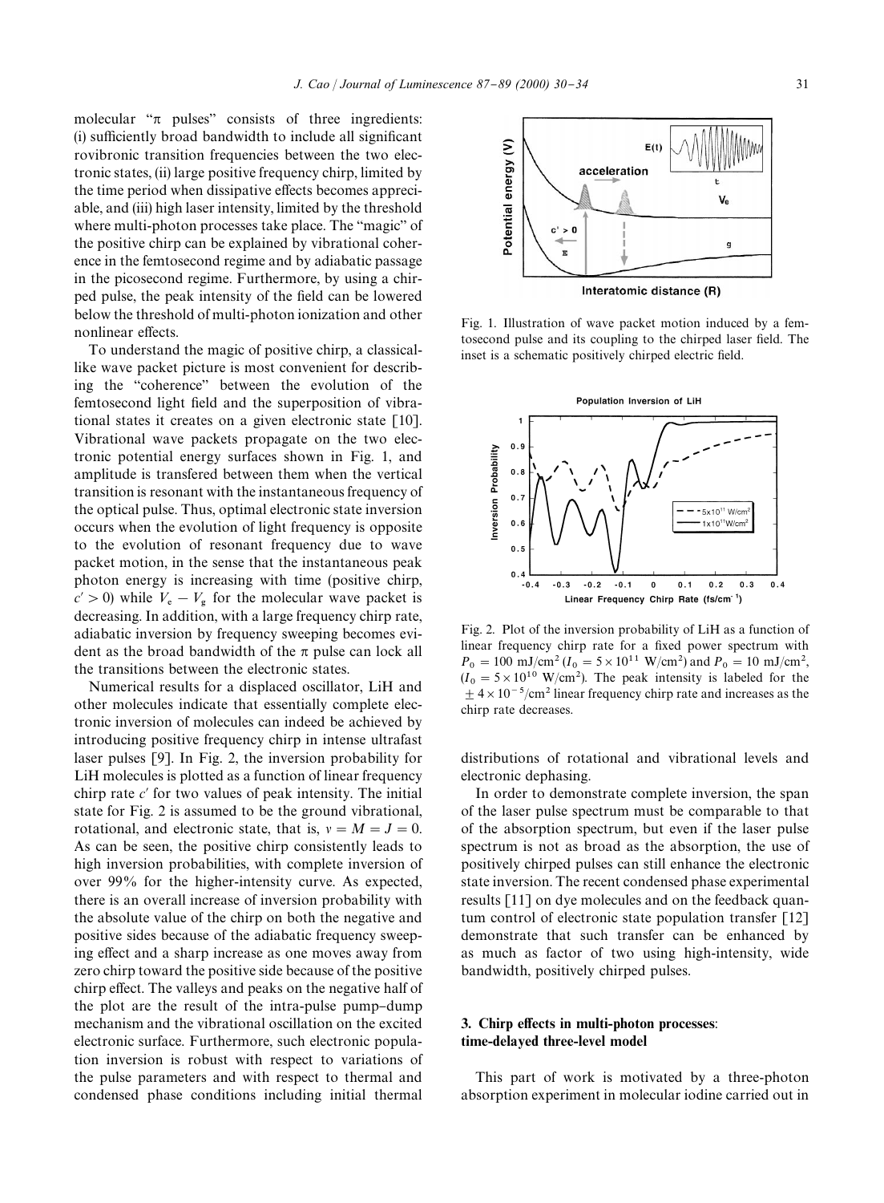molecular "π pulses" consists of three ingredients: (i) sufficiently broad bandwidth to include all significant rovibronic transition frequencies between the two electronic states, (ii) large positive frequency chirp, limited by the time period when dissipative effects becomes appreciable, and (iii) high laser intensity, limited by the threshold where multi-photon processes take place. The "magic" of the positive chirp can be explained by vibrational coherence in the femtosecond regime and by adiabatic passage in the picosecond regime. Furthermore, by using a chirped pulse, the peak intensity of the field can be lowered below the threshold of multi-photon ionization and other nonlinear effects.

To understand the magic of positive chirp, a classical-like wave packet picture is most convenient for describing the "coherence" between the evolution of the femtosecond light field and the superposition of vibrational states it creates on a given electronic state [10]. Vibrational wave packets propagate on the two electronic potential energy surfaces shown in Fig. 1, and amplitude is transfered between them when the vertical transition is resonant with the instantaneous frequency of the optical pulse. Thus, optimal electronic state inversion occurs when the evolution of light frequency is opposite to the evolution of resonant frequency due to wave packet motion, in the sense that the instantaneous peak photon energy is increasing with time (positive chirp, $c' > 0$) while $V_e - V_g$ for the molecular wave packet is decreasing. In addition, with a large frequency chirp rate, adiabatic inversion by frequency sweeping becomes evident as the broad bandwidth of the π pulse can lock all the transitions between the electronic states.

Fig. 1. Illustration of wave packet motion induced by a femtosecond pulse and its coupling to the chirped laser field. The inset is a schematic positively chirped electric field.

Numerical results for a displaced oscillator, LiH and other molecules indicate that essentially complete electronic inversion of molecules can indeed be achieved by introducing positive frequency chirp in intense ultrafast laser pulses [9]. In Fig. 2, the inversion probability for LiH molecules is plotted as a function of linear frequency chirp rate $c'$ for two values of peak intensity. The initial state for Fig. 2 is assumed to be the ground vibrational, rotational, and electronic state, that is, $v = M = J = 0$. As can be seen, the positive chirp consistently leads to high inversion probabilities, with complete inversion of over 99% for the higher-intensity curve. As expected, there is an overall increase of inversion probability with the absolute value of the chirp on both the negative and positive sides because of the adiabatic frequency sweeping effect and a sharp increase as one moves away from zero chirp toward the positive side because of the positive chirp effect. The valleys and peaks on the negative half of the plot are the result of the intra-pulse pump–dump mechanism and the vibrational oscillation on the excited electronic surface. Furthermore, such electronic population inversion is robust with respect to variations of the pulse parameters and with respect to thermal and condensed phase conditions including initial thermal distributions of rotational and vibrational levels and electronic dephasing.

Fig. 2. Plot of the inversion probability of LiH as a function of linear frequency chirp rate for a fixed power spectrum with $P_0 = 100$ mJ/cm$^2$ ($I_0 = 5 \times 10^{11}$ W/cm$^2$) and $P_0 = 10$ mJ/cm$^2$, ($I_0 = 5 \times 10^{10}$ W/cm$^2$). The peak intensity is labeled for the $\pm 4 \times 10^{-5}$/cm$^2$ linear frequency chirp rate and increases as the chirp rate decreases.

In order to demonstrate complete inversion, the span of the laser pulse spectrum must be comparable to that of the absorption spectrum, but even if the laser pulse spectrum is not as broad as the absorption, the use of positively chirped pulses can still enhance the electronic state inversion. The recent condensed phase experimental results [11] on dye molecules and on the feedback quantum control of electronic state population transfer [12] demonstrate that such transfer can be enhanced by as much as factor of two using high-intensity, wide bandwidth, positively chirped pulses.

## 3. Chirp effects in multi-photon processes: time-delayed three-level model

This part of work is motivated by a three-photon absorption experiment in molecular iodine carried out in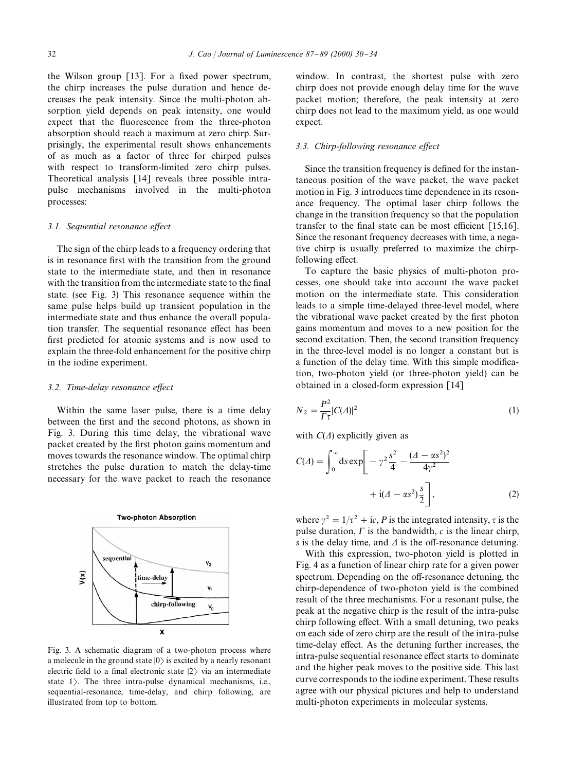the Wilson group [13]. For a fixed power spectrum, the chirp increases the pulse duration and hence decreases the peak intensity. Since the multi-photon absorption yield depends on peak intensity, one would expect that the fluorescence from the three-photon absorption should reach a maximum at zero chirp. Surprisingly, the experimental result shows enhancements of as much as a factor of three for chirped pulses with respect to transform-limited zero chirp pulses. Theoretical analysis [14] reveals three possible intrapulse mechanisms involved in the multi-photon processes:

### *3.1. Sequential resonance effect*

The sign of the chirp leads to a frequency ordering that is in resonance first with the transition from the ground state to the intermediate state, and then in resonance with the transition from the intermediate state to the final state. (see Fig. 3) This resonance sequence within the same pulse helps build up transient population in the intermediate state and thus enhance the overall population transfer. The sequential resonance effect has been first predicted for atomic systems and is now used to explain the three-fold enhancement for the positive chirp in the iodine experiment.

### *3.2. Time-delay resonance effect*

Within the same laser pulse, there is a time delay between the first and the second photons, as shown in Fig. 3. During this time delay, the vibrational wave packet created by the first photon gains momentum and moves towards the resonance window. The optimal chirp stretches the pulse duration to match the delay-time necessary for the wave packet to reach the resonance window. In contrast, the shortest pulse with zero chirp does not provide enough delay time for the wave packet motion; therefore, the peak intensity at zero chirp does not lead to the maximum yield, as one would expect.

Fig. 3. A schematic diagram of a two-photon process where a molecule in the ground state $|0\rangle$ is excited by a nearly resonant electric field to a final electronic state $|2\rangle$ via an intermediate state $1\rangle$. The three intra-pulse dynamical mechanisms, i.e., sequential-resonance, time-delay, and chirp following, are illustrated from top to bottom.

### *3.3. Chirp-following resonance effect*

Since the transition frequency is defined for the instantaneous position of the wave packet, the wave packet motion in Fig. 3 introduces time dependence in its resonance frequency. The optimal laser chirp follows the change in the transition frequency so that the population transfer to the final state can be most efficient [15,16]. Since the resonant frequency decreases with time, a negative chirp is usually preferred to maximize the chirp-following effect.

To capture the basic physics of multi-photon processes, one should take into account the wave packet motion on the intermediate state. This consideration leads to a simple time-delayed three-level model, where the vibrational wave packet created by the first photon gains momentum and moves to a new position for the second excitation. Then, the second transition frequency in the three-level model is no longer a constant but is a function of the delay time. With this simple modification, two-photon yield (or three-photon yield) can be obtained in a closed-form expression [14]

$$N_2 = \frac{P^2}{\Gamma\tau}|C(\Delta)|^2 \tag{1}$$

with $C(\Delta)$ explicitly given as

$$C(\Delta) = \int_0^\infty \mathrm{d}s \exp\left[ -\gamma^2 \frac{s^2}{4} - \frac{(\Delta - \alpha s^2)^2}{4\gamma^2} + \mathrm{i}(\Delta - \alpha s^2)\frac{s}{2} \right], \tag{2}$$

where $\gamma^2 = 1/\tau^2 + \mathrm{i}c$, $P$ is the integrated intensity, $\tau$ is the pulse duration, $\Gamma$ is the bandwidth, $c$ is the linear chirp, $s$ is the delay time, and $\Delta$ is the off-resonance detuning.

With this expression, two-photon yield is plotted in Fig. 4 as a function of linear chirp rate for a given power spectrum. Depending on the off-resonance detuning, the chirp-dependence of two-photon yield is the combined result of the three mechanisms. For a resonant pulse, the peak at the negative chirp is the result of the intra-pulse chirp following effect. With a small detuning, two peaks on each side of zero chirp are the result of the intra-pulse time-delay effect. As the detuning further increases, the intra-pulse sequential resonance effect starts to dominate and the higher peak moves to the positive side. This last curve corresponds to the iodine experiment. These results agree with our physical pictures and help to understand multi-photon experiments in molecular systems.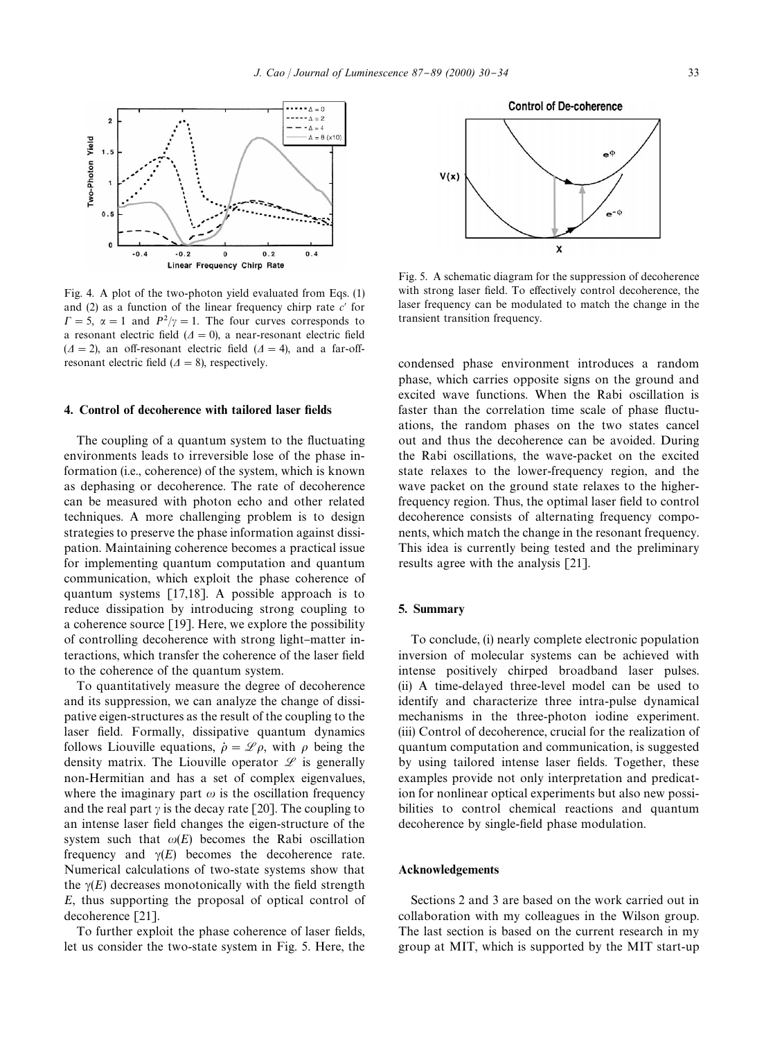Fig. 4. A plot of the two-photon yield evaluated from Eqs. (1) and (2) as a function of the linear frequency chirp rate $c'$ for $\Gamma = 5$, $\alpha = 1$ and $P^2/\gamma = 1$. The four curves corresponds to a resonant electric field ($\Delta = 0$), a near-resonant electric field ($\Delta = 2$), an off-resonant electric field ($\Delta = 4$), and a far-off-resonant electric field ($\Delta = 8$), respectively.

## 4. Control of decoherence with tailored laser fields

The coupling of a quantum system to the fluctuating environments leads to irreversible lose of the phase information (i.e., coherence) of the system, which is known as dephasing or decoherence. The rate of decoherence can be measured with photon echo and other related techniques. A more challenging problem is to design strategies to preserve the phase information against dissipation. Maintaining coherence becomes a practical issue for implementing quantum computation and quantum communication, which exploit the phase coherence of quantum systems [17,18]. A possible approach is to reduce dissipation by introducing strong coupling to a coherence source [19]. Here, we explore the possibility of controlling decoherence with strong light–matter interactions, which transfer the coherence of the laser field to the coherence of the quantum system.

To quantitatively measure the degree of decoherence and its suppression, we can analyze the change of dissipative eigen-structures as the result of the coupling to the laser field. Formally, dissipative quantum dynamics follows Liouville equations, $\dot{\rho} = \mathscr{L}\rho$, with $\rho$ being the density matrix. The Liouville operator $\mathscr{L}$ is generally non-Hermitian and has a set of complex eigenvalues, where the imaginary part $\omega$ is the oscillation frequency and the real part $\gamma$ is the decay rate [20]. The coupling to an intense laser field changes the eigen-structure of the system such that $\omega(E)$ becomes the Rabi oscillation frequency and $\gamma(E)$ becomes the decoherence rate. Numerical calculations of two-state systems show that the $\gamma(E)$ decreases monotonically with the field strength $E$, thus supporting the proposal of optical control of decoherence [21].

To further exploit the phase coherence of laser fields, let us consider the two-state system in Fig. 5. Here, the condensed phase environment introduces a random phase, which carries opposite signs on the ground and excited wave functions. When the Rabi oscillation is faster than the correlation time scale of phase fluctuations, the random phases on the two states cancel out and thus the decoherence can be avoided. During the Rabi oscillations, the wave-packet on the excited state relaxes to the lower-frequency region, and the wave packet on the ground state relaxes to the higher-frequency region. Thus, the optimal laser field to control decoherence consists of alternating frequency components, which match the change in the resonant frequency. This idea is currently being tested and the preliminary results agree with the analysis [21].

Fig. 5. A schematic diagram for the suppression of decoherence with strong laser field. To effectively control decoherence, the laser frequency can be modulated to match the change in the transient transition frequency.

## 5. Summary

To conclude, (i) nearly complete electronic population inversion of molecular systems can be achieved with intense positively chirped broadband laser pulses. (ii) A time-delayed three-level model can be used to identify and characterize three intra-pulse dynamical mechanisms in the three-photon iodine experiment. (iii) Control of decoherence, crucial for the realization of quantum computation and communication, is suggested by using tailored intense laser fields. Together, these examples provide not only interpretation and predication for nonlinear optical experiments but also new possibilities to control chemical reactions and quantum decoherence by single-field phase modulation.

## Acknowledgements

Sections 2 and 3 are based on the work carried out in collaboration with my colleagues in the Wilson group. The last section is based on the current research in my group at MIT, which is supported by the MIT start-up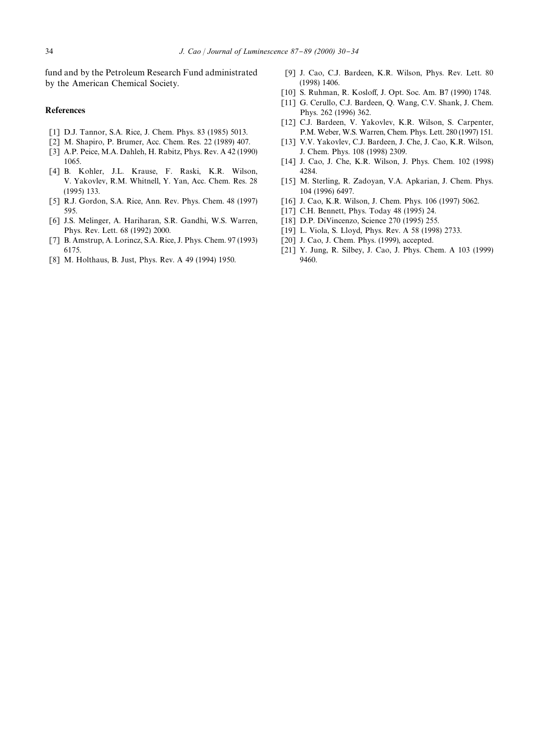fund and by the Petroleum Research Fund administrated by the American Chemical Society.

## References

[1] D.J. Tannor, S.A. Rice, J. Chem. Phys. 83 (1985) 5013.

[2] M. Shapiro, P. Brumer, Acc. Chem. Res. 22 (1989) 407.

[3] A.P. Peice, M.A. Dahleh, H. Rabitz, Phys. Rev. A 42 (1990) 1065.

[4] B. Kohler, J.L. Krause, F. Raski, K.R. Wilson, V. Yakovlev, R.M. Whitnell, Y. Yan, Acc. Chem. Res. 28 (1995) 133.

[5] R.J. Gordon, S.A. Rice, Ann. Rev. Phys. Chem. 48 (1997) 595.

[6] J.S. Melinger, A. Hariharan, S.R. Gandhi, W.S. Warren, Phys. Rev. Lett. 68 (1992) 2000.

[7] B. Amstrup, A. Lorincz, S.A. Rice, J. Phys. Chem. 97 (1993) 6175.

[8] M. Holthaus, B. Just, Phys. Rev. A 49 (1994) 1950.

[9] J. Cao, C.J. Bardeen, K.R. Wilson, Phys. Rev. Lett. 80 (1998) 1406.

[10] S. Ruhman, R. Kosloff, J. Opt. Soc. Am. B7 (1990) 1748.

[11] G. Cerullo, C.J. Bardeen, Q. Wang, C.V. Shank, J. Chem. Phys. 262 (1996) 362.

[12] C.J. Bardeen, V. Yakovlev, K.R. Wilson, S. Carpenter, P.M. Weber, W.S. Warren, Chem. Phys. Lett. 280 (1997) 151.

[13] V.V. Yakovlev, C.J. Bardeen, J. Che, J. Cao, K.R. Wilson, J. Chem. Phys. 108 (1998) 2309.

[14] J. Cao, J. Che, K.R. Wilson, J. Phys. Chem. 102 (1998) 4284.

[15] M. Sterling, R. Zadoyan, V.A. Apkarian, J. Chem. Phys. 104 (1996) 6497.

[16] J. Cao, K.R. Wilson, J. Chem. Phys. 106 (1997) 5062.

[17] C.H. Bennett, Phys. Today 48 (1995) 24.

[18] D.P. DiVincenzo, Science 270 (1995) 255.

[19] L. Viola, S. Lloyd, Phys. Rev. A 58 (1998) 2733.

[20] J. Cao, J. Chem. Phys. (1999), accepted.

[21] Y. Jung, R. Silbey, J. Cao, J. Phys. Chem. A 103 (1999) 9460.